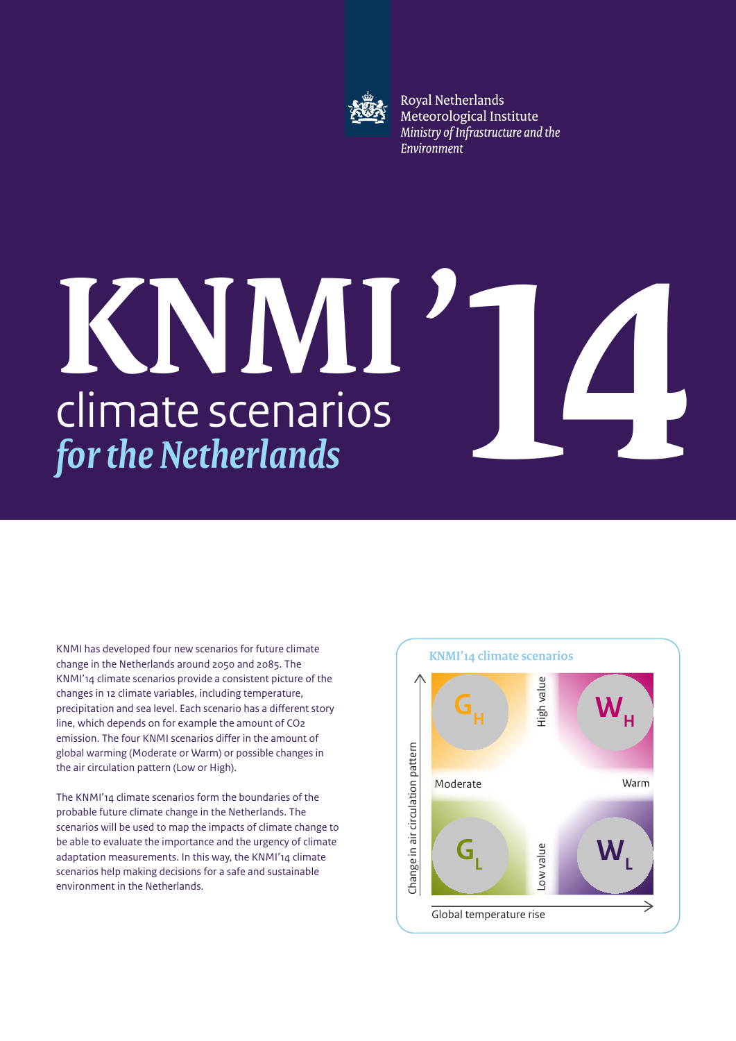Royal Netherlands Meteorological Institute
*Ministry of Infrastructure and the Environment*

# KNMI'14 climate scenarios *for the Netherlands*

KNMI has developed four new scenarios for future climate change in the Netherlands around 2050 and 2085. The KNMI'14 climate scenarios provide a consistent picture of the changes in 12 climate variables, including temperature, precipitation and sea level. Each scenario has a different story line, which depends on for example the amount of CO2 emission. The four KNMI scenarios differ in the amount of global warming (Moderate or Warm) or possible changes in the air circulation pattern (Low or High).

The KNMI'14 climate scenarios form the boundaries of the probable future climate change in the Netherlands. The scenarios will be used to map the impacts of climate change to be able to evaluate the importance and the urgency of climate adaptation measurements. In this way, the KNMI'14 climate scenarios help making decisions for a safe and sustainable environment in the Netherlands.

**KNMI'14 climate scenarios**

| Change in air circulation pattern | Moderate | Warm |
|---|---|---|
| High value | $G_H$ | $W_H$ |
| Low value | $G_L$ | $W_L$ |

Global temperature rise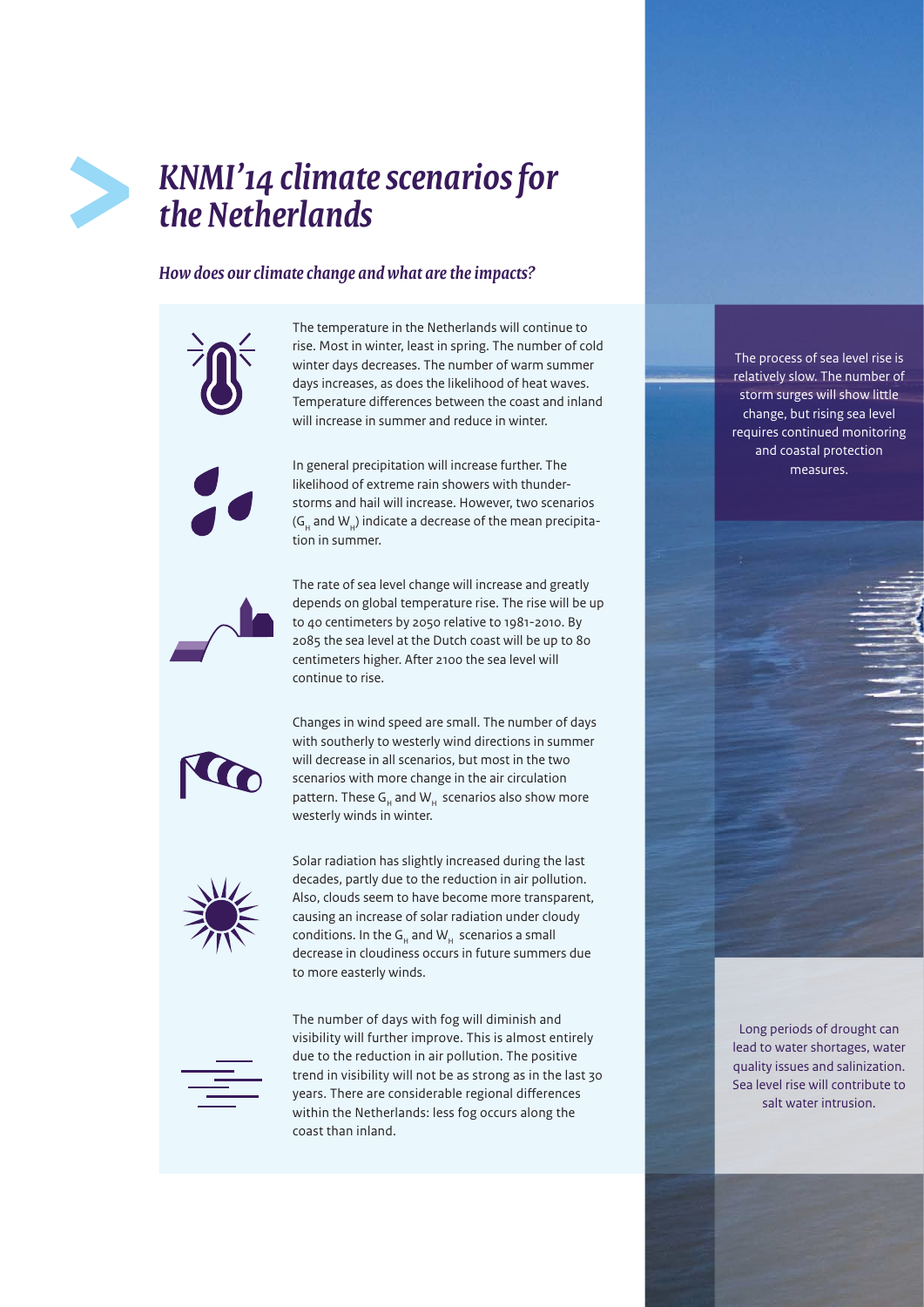# KNMI'14 climate scenarios for the Netherlands

### *How does our climate change and what are the impacts?*

The temperature in the Netherlands will continue to rise. Most in winter, least in spring. The number of cold winter days decreases. The number of warm summer days increases, as does the likelihood of heat waves. Temperature differences between the coast and inland will increase in summer and reduce in winter.

In general precipitation will increase further. The likelihood of extreme rain showers with thunderstorms and hail will increase. However, two scenarios ($G_H$ and $W_H$) indicate a decrease of the mean precipitation in summer.

The rate of sea level change will increase and greatly depends on global temperature rise. The rise will be up to 40 centimeters by 2050 relative to 1981-2010. By 2085 the sea level at the Dutch coast will be up to 80 centimeters higher. After 2100 the sea level will continue to rise.

Changes in wind speed are small. The number of days with southerly to westerly wind directions in summer will decrease in all scenarios, but most in the two scenarios with more change in the air circulation pattern. These $G_H$ and $W_H$ scenarios also show more westerly winds in winter.

Solar radiation has slightly increased during the last decades, partly due to the reduction in air pollution. Also, clouds seem to have become more transparent, causing an increase of solar radiation under cloudy conditions. In the $G_H$ and $W_H$ scenarios a small decrease in cloudiness occurs in future summers due to more easterly winds.

The number of days with fog will diminish and visibility will further improve. This is almost entirely due to the reduction in air pollution. The positive trend in visibility will not be as strong as in the last 30 years. There are considerable regional differences within the Netherlands: less fog occurs along the coast than inland.

The process of sea level rise is relatively slow. The number of storm surges will show little change, but rising sea level requires continued monitoring and coastal protection measures.

Long periods of drought can lead to water shortages, water quality issues and salinization. Sea level rise will contribute to salt water intrusion.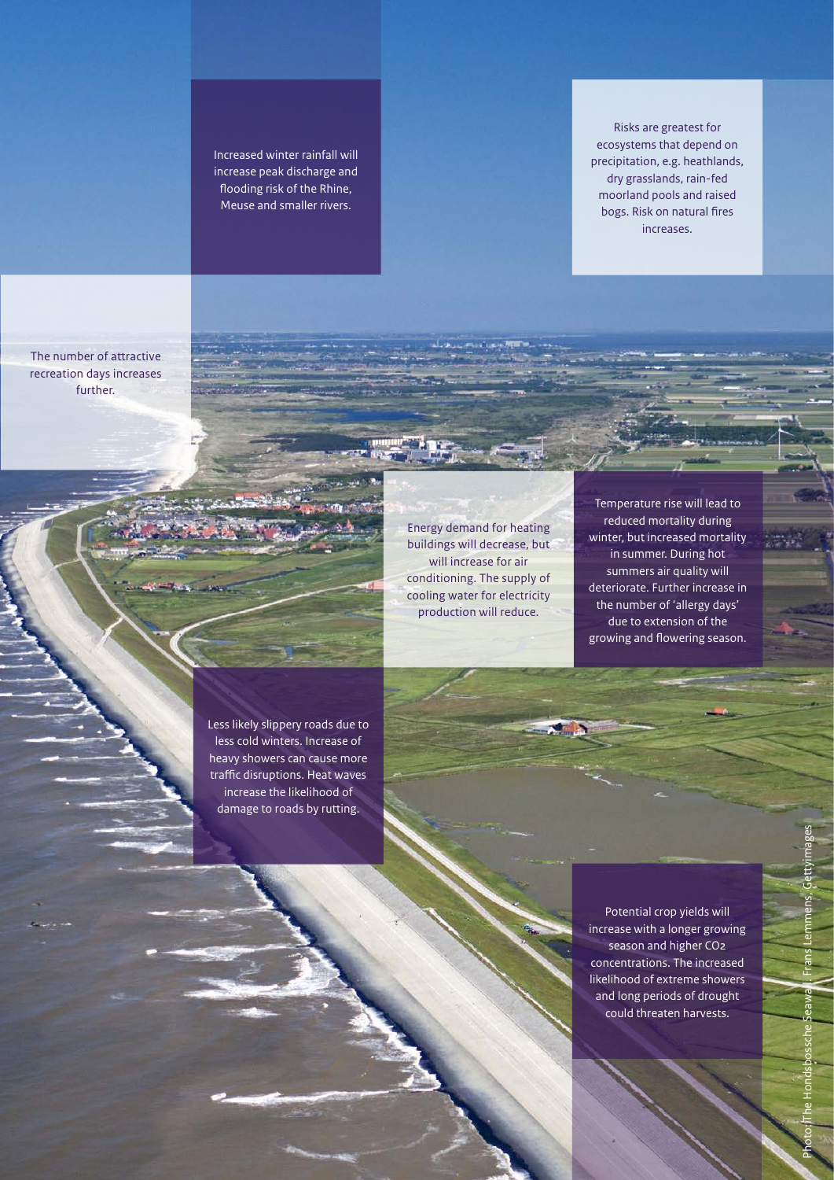Increased winter rainfall will increase peak discharge and flooding risk of the Rhine, Meuse and smaller rivers.

Risks are greatest for ecosystems that depend on precipitation, e.g. heathlands, dry grasslands, rain-fed moorland pools and raised bogs. Risk on natural fires increases.

The number of attractive recreation days increases further.

Energy demand for heating buildings will decrease, but will increase for air conditioning. The supply of cooling water for electricity production will reduce.

Temperature rise will lead to reduced mortality during winter, but increased mortality in summer. During hot summers air quality will deteriorate. Further increase in the number of 'allergy days' due to extension of the growing and flowering season.

Less likely slippery roads due to less cold winters. Increase of heavy showers can cause more traffic disruptions. Heat waves increase the likelihood of damage to roads by rutting.

Potential crop yields will increase with a longer growing season and higher $CO_2$ concentrations. The increased likelihood of extreme showers and long periods of drought could threaten harvests.

Photo: The Hondsbossche Seawall, Frans Lemmens, Gettyimages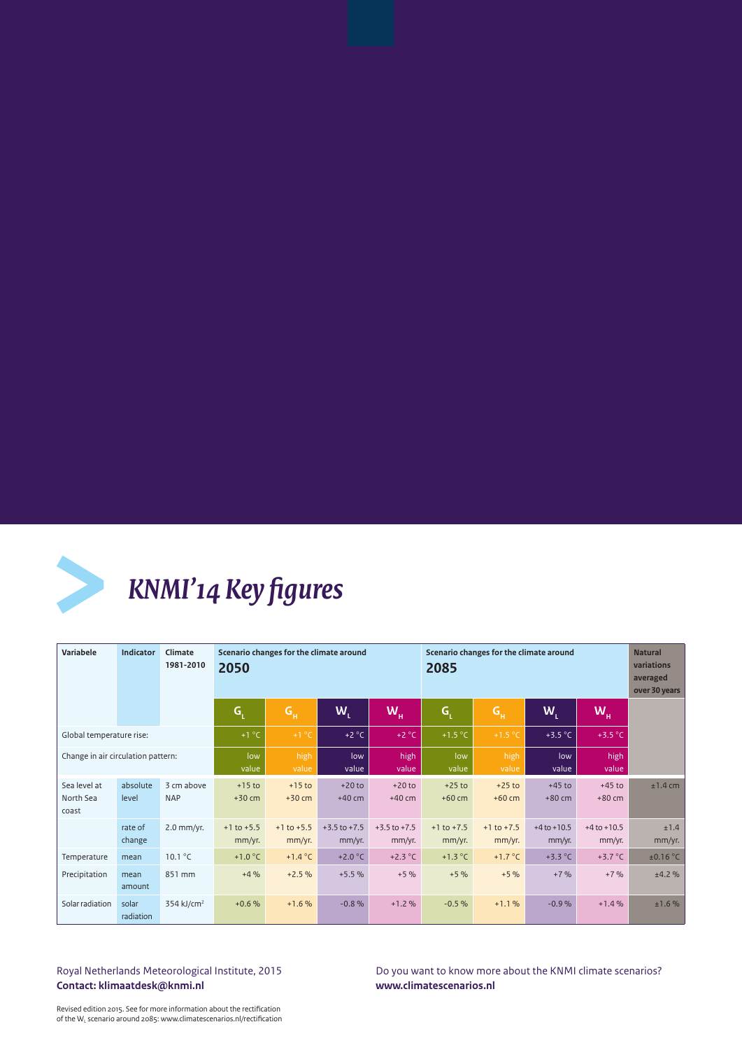# *KNMI'14 Key figures*

| Variabele | Indicator | Climate 1981-2010 | Scenario changes for the climate around 2050 | | | | Scenario changes for the climate around 2085 | | | | Natural variations averaged over 30 years |
|---|---|---|---|---|---|---|---|---|---|---|---|
| | | | $G_L$ | $G_H$ | $W_L$ | $W_H$ | $G_L$ | $G_H$ | $W_L$ | $W_H$ | |
| Global temperature rise: | | | +1 °C | +1 °C | +2 °C | +2 °C | +1.5 °C | +1.5 °C | +3.5 °C | +3.5 °C | |
| Change in air circulation pattern: | | | low value | high value | low value | high value | low value | high value | low value | high value | |
| Sea level at North Sea coast | absolute level | 3 cm above NAP | +15 to +30 cm | +15 to +30 cm | +20 to +40 cm | +20 to +40 cm | +25 to +60 cm | +25 to +60 cm | +45 to +80 cm | +45 to +80 cm | ±1.4 cm |
| | rate of change | 2.0 mm/yr. | +1 to +5.5 mm/yr. | +1 to +5.5 mm/yr. | +3.5 to +7.5 mm/yr. | +3.5 to +7.5 mm/yr. | +1 to +7.5 mm/yr. | +1 to +7.5 mm/yr. | +4 to +10.5 mm/yr. | +4 to +10.5 mm/yr. | ±1.4 mm/yr. |
| Temperature | mean | 10.1 °C | +1.0 °C | +1.4 °C | +2.0 °C | +2.3 °C | +1.3 °C | +1.7 °C | +3.3 °C | +3.7 °C | ±0.16 °C |
| Precipitation | mean amount | 851 mm | +4 % | +2.5 % | +5.5 % | +5 % | +5 % | +5 % | +7 % | +7 % | ±4.2 % |
| Solar radiation | solar radiation | 354 kJ/cm² | +0.6 % | +1.6 % | -0.8 % | +1.2 % | -0.5 % | +1.1 % | -0.9 % | +1.4 % | ±1.6 % |

Royal Netherlands Meteorological Institute, 2015
**Contact: klimaatdesk@knmi.nl**

Do you want to know more about the KNMI climate scenarios?
**www.climatescenarios.nl**

Revised edition 2015. See for more information about the rectification of the $W_L$ scenario around 2085: www.climatescenarios.nl/rectification